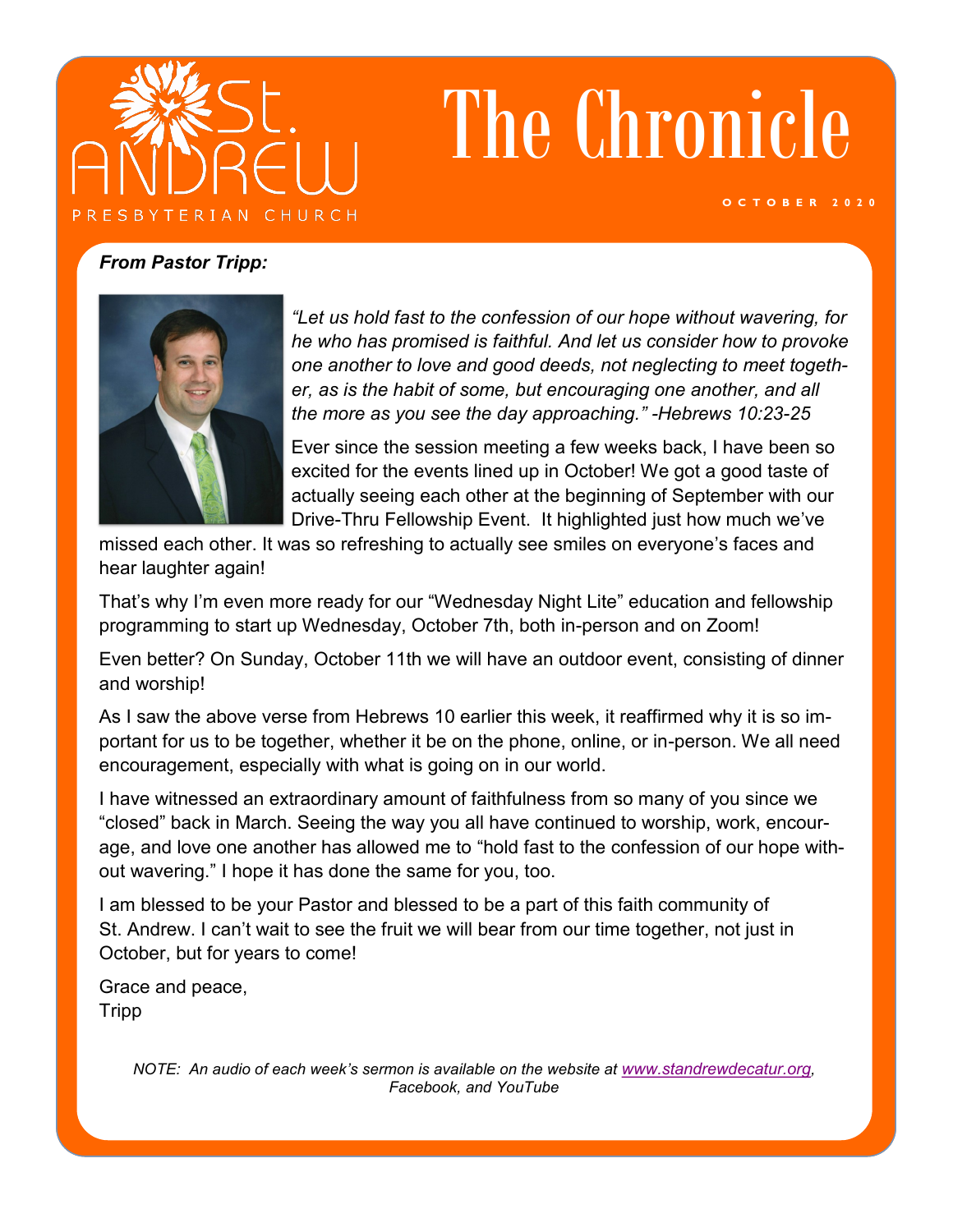# St. Andrew Presbyterian Church

# The Chronicle

OCTOBER 2020

***From Pastor Tripp:***

*"Let us hold fast to the confession of our hope without wavering, for he who has promised is faithful. And let us consider how to provoke one another to love and good deeds, not neglecting to meet together, as is the habit of some, but encouraging one another, and all the more as you see the day approaching." -Hebrews 10:23-25*

Ever since the session meeting a few weeks back, I have been so excited for the events lined up in October! We got a good taste of actually seeing each other at the beginning of September with our Drive-Thru Fellowship Event. It highlighted just how much we've missed each other. It was so refreshing to actually see smiles on everyone's faces and hear laughter again!

That's why I'm even more ready for our "Wednesday Night Lite" education and fellowship programming to start up Wednesday, October 7th, both in-person and on Zoom!

Even better? On Sunday, October 11th we will have an outdoor event, consisting of dinner and worship!

As I saw the above verse from Hebrews 10 earlier this week, it reaffirmed why it is so important for us to be together, whether it be on the phone, online, or in-person. We all need encouragement, especially with what is going on in our world.

I have witnessed an extraordinary amount of faithfulness from so many of you since we "closed" back in March. Seeing the way you all have continued to worship, work, encourage, and love one another has allowed me to "hold fast to the confession of our hope without wavering." I hope it has done the same for you, too.

I am blessed to be your Pastor and blessed to be a part of this faith community of St. Andrew. I can't wait to see the fruit we will bear from our time together, not just in October, but for years to come!

Grace and peace,
Tripp

*NOTE: An audio of each week's sermon is available on the website at [www.standrewdecatur.org](www.standrewdecatur.org), Facebook, and YouTube*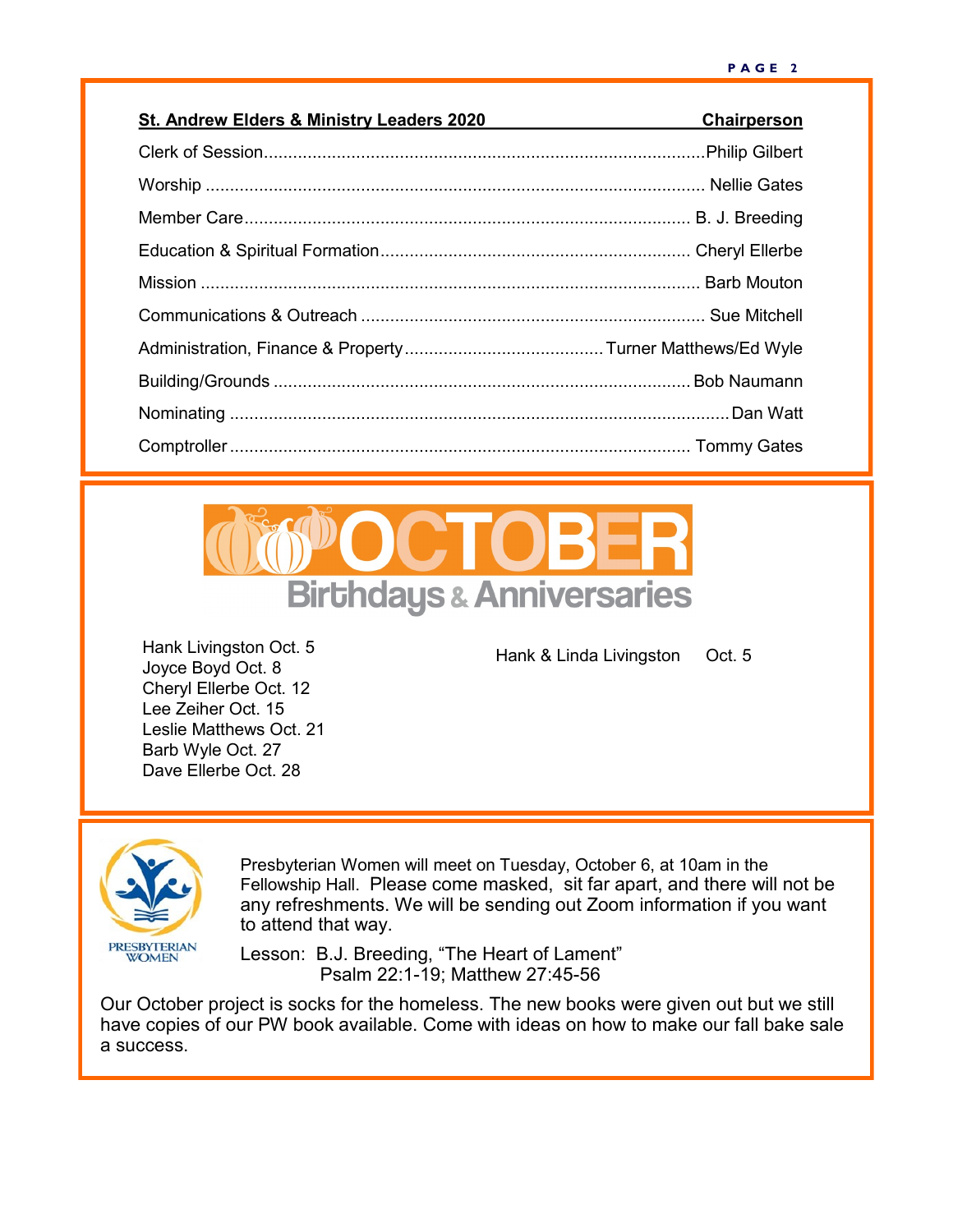| St. Andrew Elders & Ministry Leaders 2020 | Chairperson |
|---|---|
| Clerk of Session | Philip Gilbert |
| Worship | Nellie Gates |
| Member Care | B. J. Breeding |
| Education & Spiritual Formation | Cheryl Ellerbe |
| Mission | Barb Mouton |
| Communications & Outreach | Sue Mitchell |
| Administration, Finance & Property | Turner Matthews/Ed Wyle |
| Building/Grounds | Bob Naumann |
| Nominating | Dan Watt |
| Comptroller | Tommy Gates |

## OCTOBER Birthdays & Anniversaries

Hank Livingston Oct. 5
Joyce Boyd Oct. 8
Cheryl Ellerbe Oct. 12
Lee Zeiher Oct. 15
Leslie Matthews Oct. 21
Barb Wyle Oct. 27
Dave Ellerbe Oct. 28

Hank & Linda Livingston Oct. 5

PRESBYTERIAN WOMEN

Presbyterian Women will meet on Tuesday, October 6, at 10am in the Fellowship Hall. Please come masked, sit far apart, and there will not be any refreshments. We will be sending out Zoom information if you want to attend that way.

Lesson: B.J. Breeding, “The Heart of Lament”
Psalm 22:1-19; Matthew 27:45-56

Our October project is socks for the homeless. The new books were given out but we still have copies of our PW book available. Come with ideas on how to make our fall bake sale a success.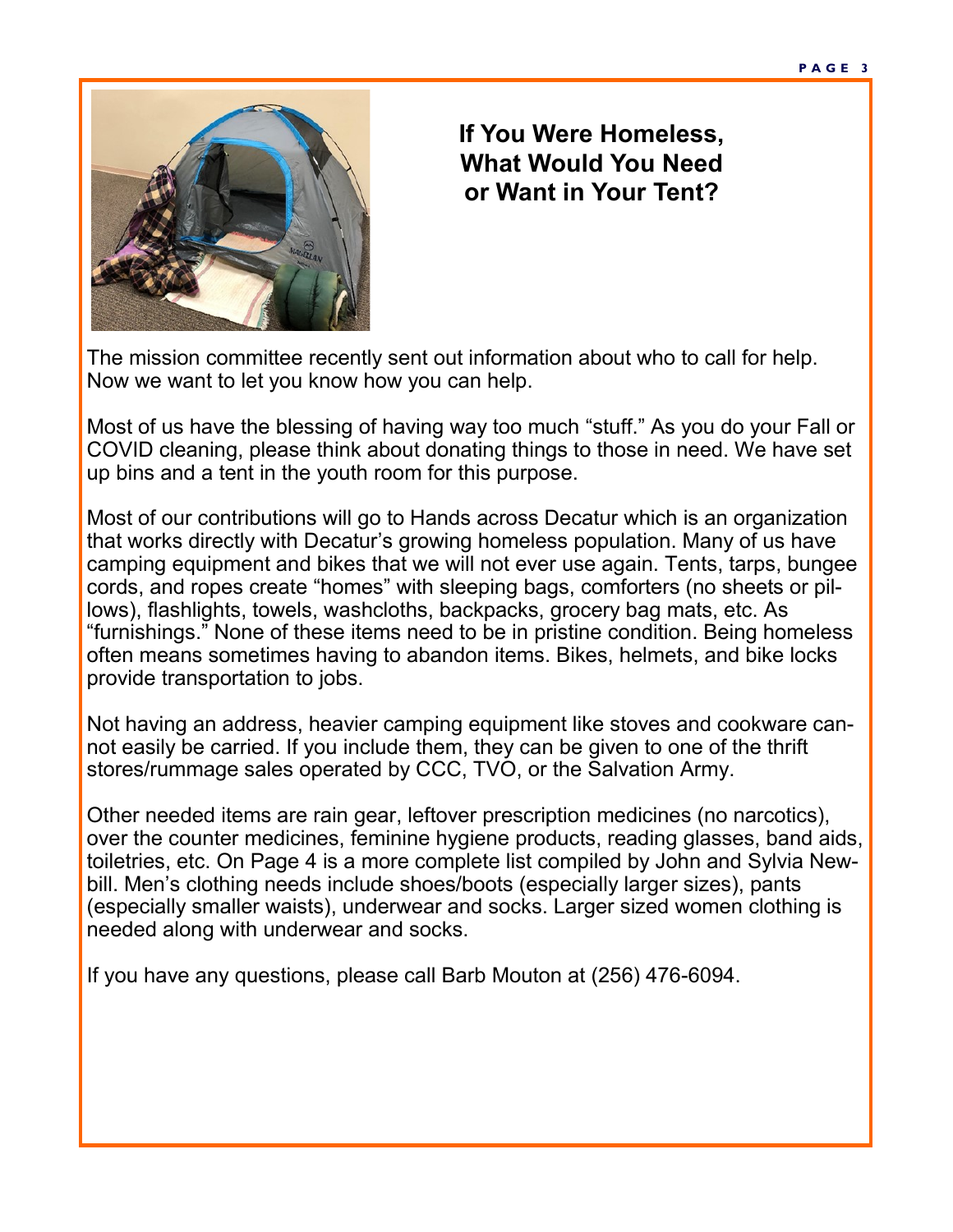# If You Were Homeless, What Would You Need or Want in Your Tent?

The mission committee recently sent out information about who to call for help. Now we want to let you know how you can help.

Most of us have the blessing of having way too much "stuff." As you do your Fall or COVID cleaning, please think about donating things to those in need. We have set up bins and a tent in the youth room for this purpose.

Most of our contributions will go to Hands across Decatur which is an organization that works directly with Decatur's growing homeless population. Many of us have camping equipment and bikes that we will not ever use again. Tents, tarps, bungee cords, and ropes create "homes" with sleeping bags, comforters (no sheets or pillows), flashlights, towels, washcloths, backpacks, grocery bag mats, etc. As "furnishings." None of these items need to be in pristine condition. Being homeless often means sometimes having to abandon items. Bikes, helmets, and bike locks provide transportation to jobs.

Not having an address, heavier camping equipment like stoves and cookware cannot easily be carried. If you include them, they can be given to one of the thrift stores/rummage sales operated by CCC, TVO, or the Salvation Army.

Other needed items are rain gear, leftover prescription medicines (no narcotics), over the counter medicines, feminine hygiene products, reading glasses, band aids, toiletries, etc. On Page 4 is a more complete list compiled by John and Sylvia Newbill. Men's clothing needs include shoes/boots (especially larger sizes), pants (especially smaller waists), underwear and socks. Larger sized women clothing is needed along with underwear and socks.

If you have any questions, please call Barb Mouton at (256) 476-6094.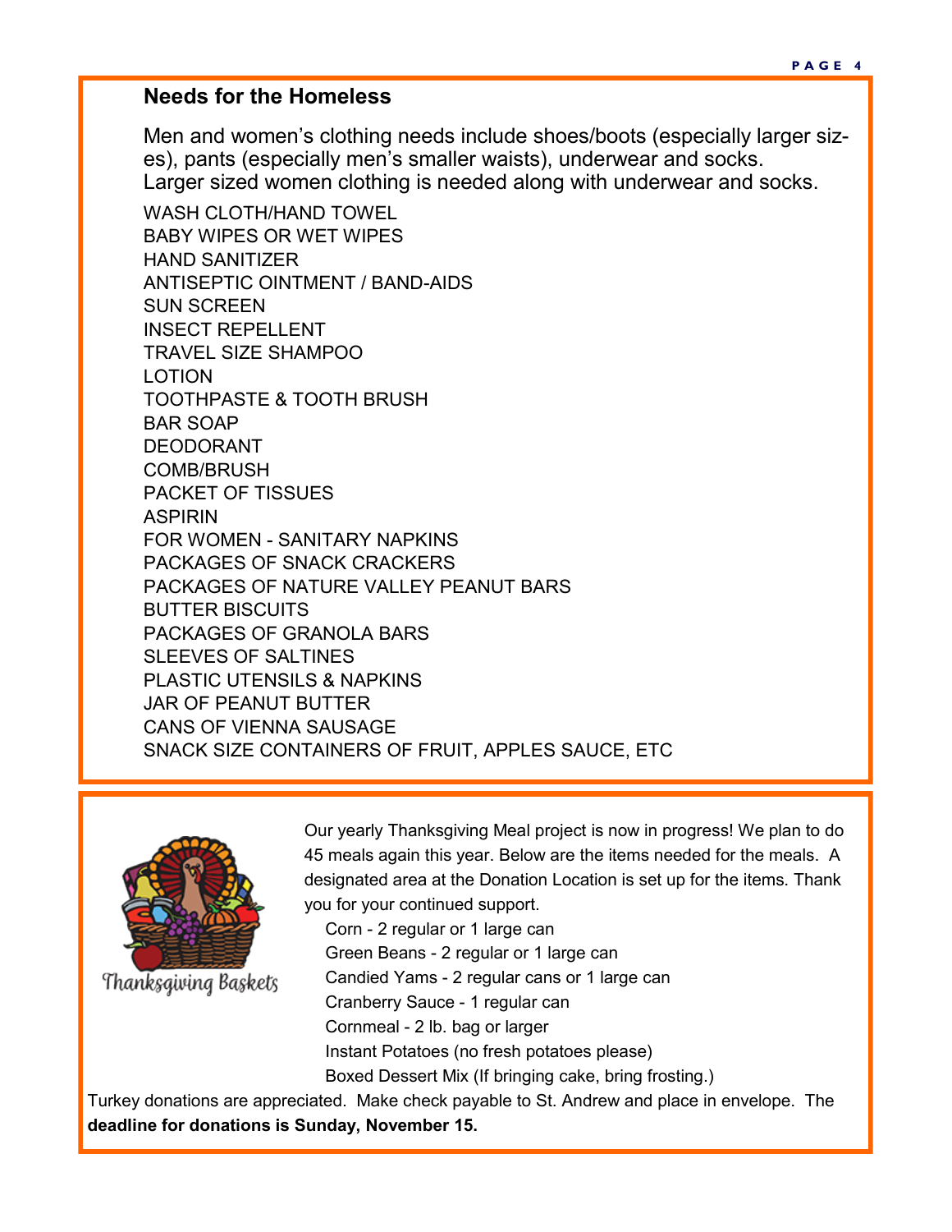## Needs for the Homeless

Men and women's clothing needs include shoes/boots (especially larger sizes), pants (especially men's smaller waists), underwear and socks. Larger sized women clothing is needed along with underwear and socks.

WASH CLOTH/HAND TOWEL
BABY WIPES OR WET WIPES
HAND SANITIZER
ANTISEPTIC OINTMENT / BAND-AIDS
SUN SCREEN
INSECT REPELLENT
TRAVEL SIZE SHAMPOO
LOTION
TOOTHPASTE & TOOTH BRUSH
BAR SOAP
DEODORANT
COMB/BRUSH
PACKET OF TISSUES
ASPIRIN
FOR WOMEN - SANITARY NAPKINS
PACKAGES OF SNACK CRACKERS
PACKAGES OF NATURE VALLEY PEANUT BARS
BUTTER BISCUITS
PACKAGES OF GRANOLA BARS
SLEEVES OF SALTINES
PLASTIC UTENSILS & NAPKINS
JAR OF PEANUT BUTTER
CANS OF VIENNA SAUSAGE
SNACK SIZE CONTAINERS OF FRUIT, APPLES SAUCE, ETC

Thanksgiving Baskets

Our yearly Thanksgiving Meal project is now in progress! We plan to do 45 meals again this year. Below are the items needed for the meals. A designated area at the Donation Location is set up for the items. Thank you for your continued support.

Corn - 2 regular or 1 large can
Green Beans - 2 regular or 1 large can
Candied Yams - 2 regular cans or 1 large can
Cranberry Sauce - 1 regular can
Cornmeal - 2 lb. bag or larger
Instant Potatoes (no fresh potatoes please)
Boxed Dessert Mix (If bringing cake, bring frosting.)

Turkey donations are appreciated. Make check payable to St. Andrew and place in envelope. The **deadline for donations is Sunday, November 15.**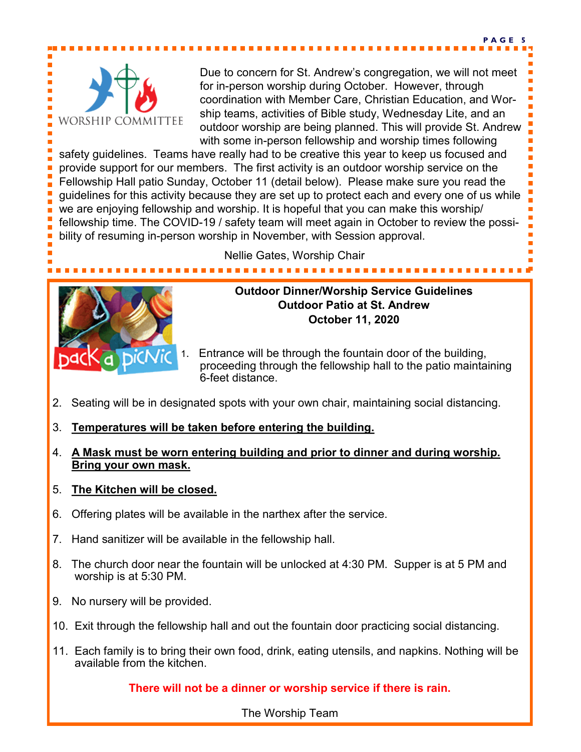Due to concern for St. Andrew's congregation, we will not meet for in-person worship during October. However, through coordination with Member Care, Christian Education, and Worship teams, activities of Bible study, Wednesday Lite, and an outdoor worship are being planned. This will provide St. Andrew with some in-person fellowship and worship times following safety guidelines. Teams have really had to be creative this year to keep us focused and provide support for our members. The first activity is an outdoor worship service on the Fellowship Hall patio Sunday, October 11 (detail below). Please make sure you read the guidelines for this activity because they are set up to protect each and every one of us while we are enjoying fellowship and worship. It is hopeful that you can make this worship/fellowship time. The COVID-19 / safety team will meet again in October to review the possibility of resuming in-person worship in November, with Session approval.

Nellie Gates, Worship Chair

**Outdoor Dinner/Worship Service Guidelines**
**Outdoor Patio at St. Andrew**
**October 11, 2020**

1. Entrance will be through the fountain door of the building, proceeding through the fellowship hall to the patio maintaining 6-feet distance.
2. Seating will be in designated spots with your own chair, maintaining social distancing.
3. **Temperatures will be taken before entering the building.**
4. **A Mask must be worn entering building and prior to dinner and during worship. Bring your own mask.**
5. **The Kitchen will be closed.**
6. Offering plates will be available in the narthex after the service.
7. Hand sanitizer will be available in the fellowship hall.
8. The church door near the fountain will be unlocked at 4:30 PM. Supper is at 5 PM and worship is at 5:30 PM.
9. No nursery will be provided.
10. Exit through the fellowship hall and out the fountain door practicing social distancing.
11. Each family is to bring their own food, drink, eating utensils, and napkins. Nothing will be available from the kitchen.

**There will not be a dinner or worship service if there is rain.**

The Worship Team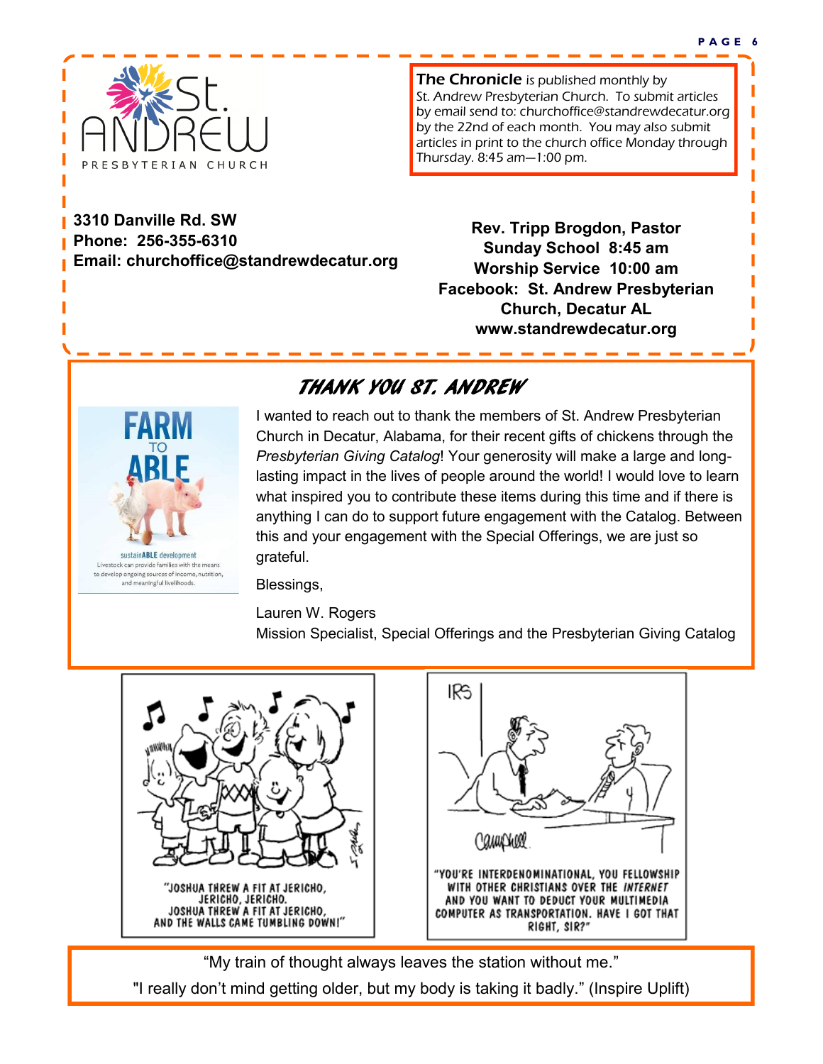**The Chronicle** is published monthly by St. Andrew Presbyterian Church. To submit articles by email send to: churchoffice@standrewdecatur.org by the 22nd of each month. You may also submit articles in print to the church office Monday through Thursday. 8:45 am—1:00 pm.

**3310 Danville Rd. SW**
**Phone: 256-355-6310**
**Email: churchoffice@standrewdecatur.org**

**Rev. Tripp Brogdon, Pastor**
**Sunday School 8:45 am**
**Worship Service 10:00 am**
**Facebook: St. Andrew Presbyterian Church, Decatur AL**
**www.standrewdecatur.org**

## THANK YOU ST. ANDREW

I wanted to reach out to thank the members of St. Andrew Presbyterian Church in Decatur, Alabama, for their recent gifts of chickens through the *Presbyterian Giving Catalog*! Your generosity will make a large and long-lasting impact in the lives of people around the world! I would love to learn what inspired you to contribute these items during this time and if there is anything I can do to support future engagement with the Catalog. Between this and your engagement with the Special Offerings, we are just so grateful.

Blessings,

Lauren W. Rogers
Mission Specialist, Special Offerings and the Presbyterian Giving Catalog

"JOSHUA THREW A FIT AT JERICHO, JERICHO, JERICHO. JOSHUA THREW A FIT AT JERICHO, AND THE WALLS CAME TUMBLING DOWN!"

"YOU'RE INTERDENOMINATIONAL, YOU FELLOWSHIP WITH OTHER CHRISTIANS OVER THE *INTERNET* AND YOU WANT TO DEDUCT YOUR MULTIMEDIA COMPUTER AS TRANSPORTATION. HAVE I GOT THAT RIGHT, SIR?"

"My train of thought always leaves the station without me."

"I really don't mind getting older, but my body is taking it badly." (Inspire Uplift)